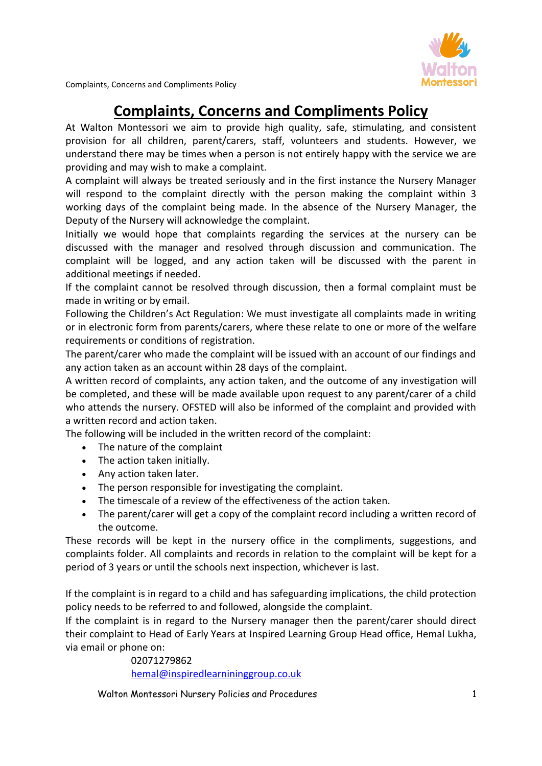# Complaints, Concerns and Compliments Policy

At Walton Montessori we aim to provide high quality, safe, stimulating, and consistent provision for all children, parent/carers, staff, volunteers and students. However, we understand there may be times when a person is not entirely happy with the service we are providing and may wish to make a complaint.

A complaint will always be treated seriously and in the first instance the Nursery Manager will respond to the complaint directly with the person making the complaint within 3 working days of the complaint being made. In the absence of the Nursery Manager, the Deputy of the Nursery will acknowledge the complaint.

Initially we would hope that complaints regarding the services at the nursery can be discussed with the manager and resolved through discussion and communication. The complaint will be logged, and any action taken will be discussed with the parent in additional meetings if needed.

If the complaint cannot be resolved through discussion, then a formal complaint must be made in writing or by email.

Following the Children's Act Regulation: We must investigate all complaints made in writing or in electronic form from parents/carers, where these relate to one or more of the welfare requirements or conditions of registration.

The parent/carer who made the complaint will be issued with an account of our findings and any action taken as an account within 28 days of the complaint.

A written record of complaints, any action taken, and the outcome of any investigation will be completed, and these will be made available upon request to any parent/carer of a child who attends the nursery. OFSTED will also be informed of the complaint and provided with a written record and action taken.

The following will be included in the written record of the complaint:

- The nature of the complaint
- The action taken initially.
- Any action taken later.
- The person responsible for investigating the complaint.
- The timescale of a review of the effectiveness of the action taken.
- The parent/carer will get a copy of the complaint record including a written record of the outcome.

These records will be kept in the nursery office in the compliments, suggestions, and complaints folder. All complaints and records in relation to the complaint will be kept for a period of 3 years or until the schools next inspection, whichever is last.

If the complaint is in regard to a child and has safeguarding implications, the child protection policy needs to be referred to and followed, alongside the complaint.

If the complaint is in regard to the Nursery manager then the parent/carer should direct their complaint to Head of Early Years at Inspired Learning Group Head office, Hemal Lukha, via email or phone on:

02071279862
hemal@inspiredlearniningroup.co.uk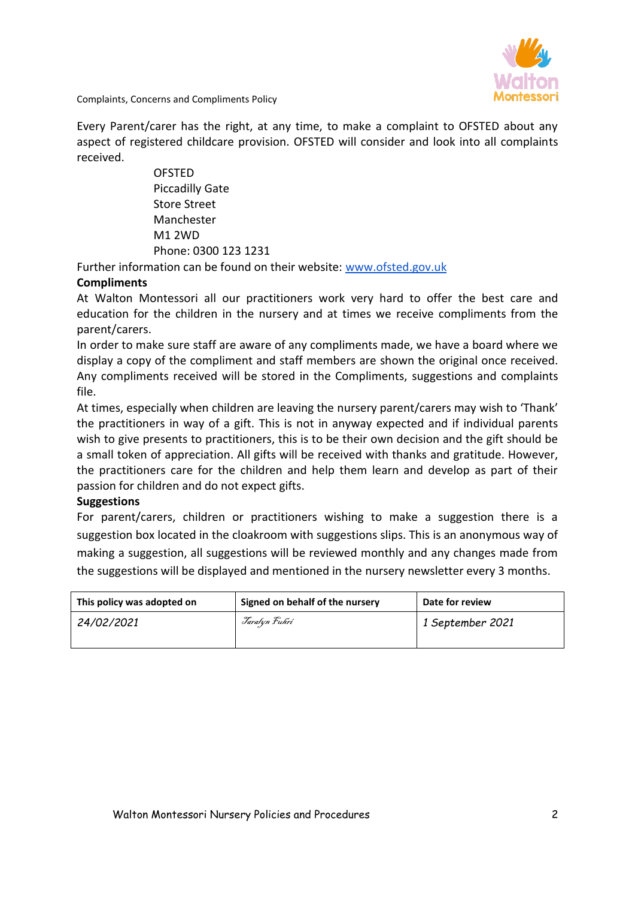Every Parent/carer has the right, at any time, to make a complaint to OFSTED about any aspect of registered childcare provision. OFSTED will consider and look into all complaints received.

OFSTED
Piccadilly Gate
Store Street
Manchester
M1 2WD
Phone: 0300 123 1231

Further information can be found on their website: [www.ofsted.gov.uk](http://www.ofsted.gov.uk)

**Compliments**

At Walton Montessori all our practitioners work very hard to offer the best care and education for the children in the nursery and at times we receive compliments from the parent/carers.

In order to make sure staff are aware of any compliments made, we have a board where we display a copy of the compliment and staff members are shown the original once received. Any compliments received will be stored in the Compliments, suggestions and complaints file.

At times, especially when children are leaving the nursery parent/carers may wish to 'Thank' the practitioners in way of a gift. This is not in anyway expected and if individual parents wish to give presents to practitioners, this is to be their own decision and the gift should be a small token of appreciation. All gifts will be received with thanks and gratitude. However, the practitioners care for the children and help them learn and develop as part of their passion for children and do not expect gifts.

**Suggestions**

For parent/carers, children or practitioners wishing to make a suggestion there is a suggestion box located in the cloakroom with suggestions slips. This is an anonymous way of making a suggestion, all suggestions will be reviewed monthly and any changes made from the suggestions will be displayed and mentioned in the nursery newsletter every 3 months.

| This policy was adopted on | Signed on behalf of the nursery | Date for review |
|---|---|---|
| *24/02/2021* | *Taralyn Fuhri* | *1 September 2021* |